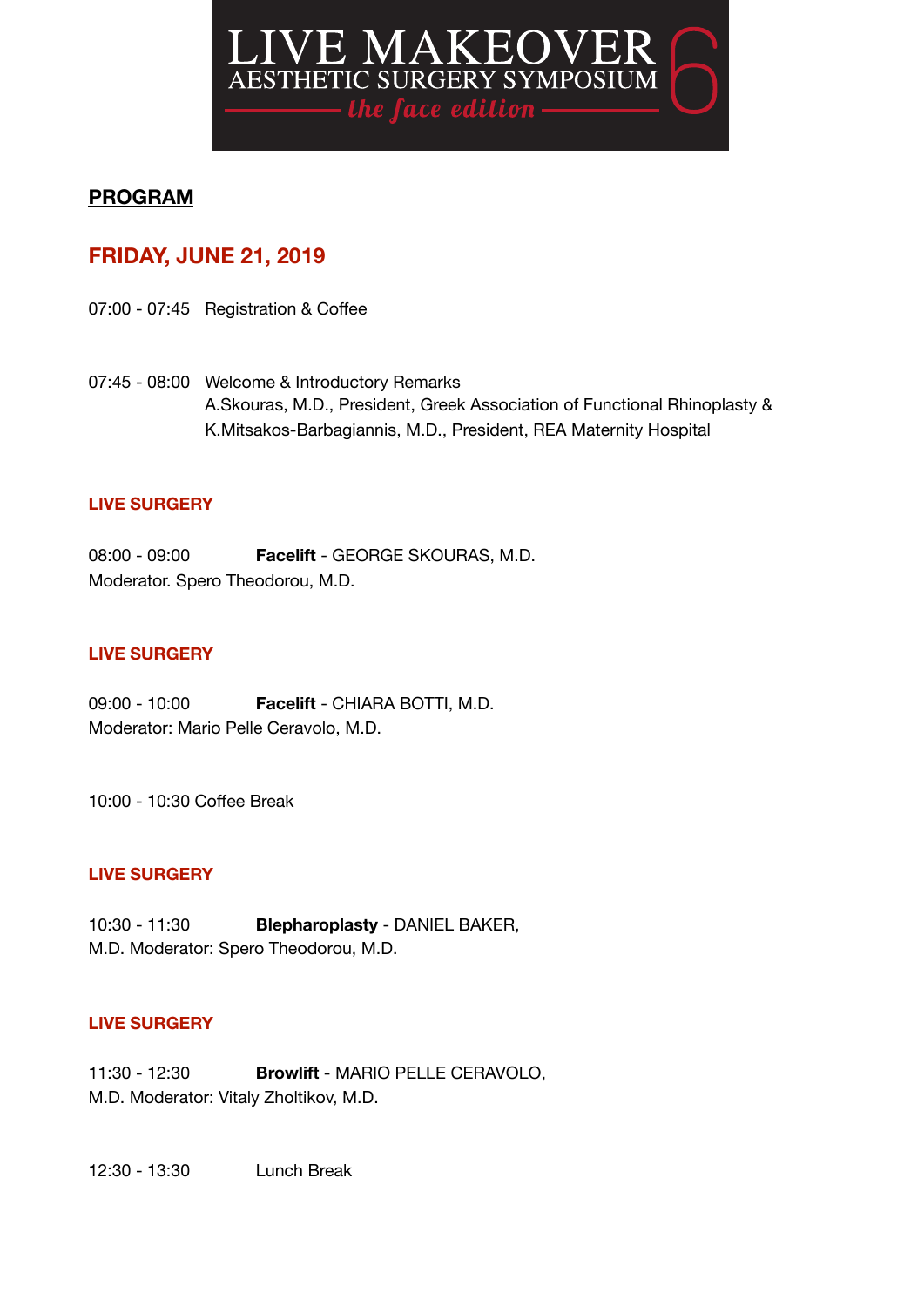# LIVE MAKEOVER AESTHETIC SURGERY SYMPOSIUM 6

*the face edition*

## PROGRAM

## FRIDAY, JUNE 21, 2019

07:00 - 07:45 Registration & Coffee

07:45 - 08:00 Welcome & Introductory Remarks
A.Skouras, M.D., President, Greek Association of Functional Rhinoplasty &
K.Mitsakos-Barbagiannis, M.D., President, REA Maternity Hospital

### LIVE SURGERY

08:00 - 09:00 **Facelift** - GEORGE SKOURAS, M.D
Moderator. Spero Theodorou, M.D.

### LIVE SURGERY

09:00 - 10:00 **Facelift** - CHIARA BOTTI, M.D.
Moderator: Mario Pelle Ceravolo, M.D.

10:00 - 10:30 Coffee Break

### LIVE SURGERY

10:30 - 11:30 **Blepharoplasty** - DANIEL BAKER,
M.D. Moderator: Spero Theodorou, M.D.

### LIVE SURGERY

11:30 - 12:30 **Browlift** - MARIO PELLE CERAVOLO,
M.D. Moderator: Vitaly Zholtikov, M.D.

12:30 - 13:30 Lunch Break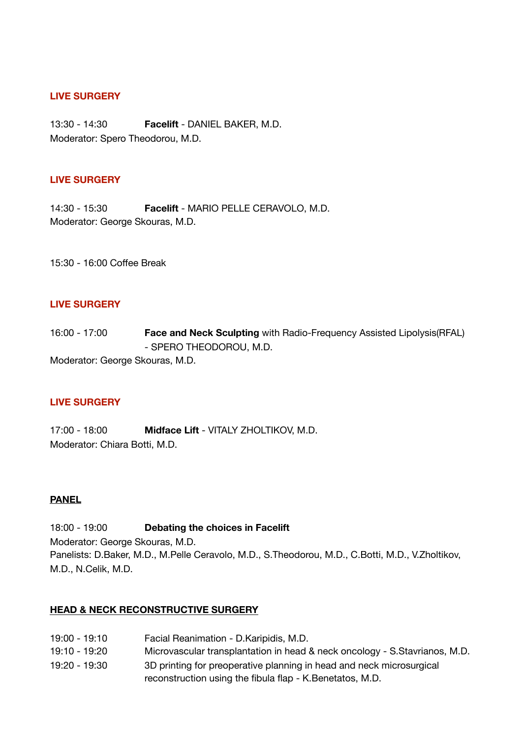**LIVE SURGERY**

13:30 - 14:30 **Facelift** - DANIEL BAKER, M.D.
Moderator: Spero Theodorou, M.D.

**LIVE SURGERY**

14:30 - 15:30 **Facelift** - MARIO PELLE CERAVOLO, M.D.
Moderator: George Skouras, M.D.

15:30 - 16:00 Coffee Break

**LIVE SURGERY**

16:00 - 17:00 **Face and Neck Sculpting** with Radio-Frequency Assisted Lipolysis(RFAL) - SPERO THEODOROU, M.D.
Moderator: George Skouras, M.D.

**LIVE SURGERY**

17:00 - 18:00 **Midface Lift** - VITALY ZHOLTIKOV, M.D.
Moderator: Chiara Botti, M.D.

**PANEL**

18:00 - 19:00 **Debating the choices in Facelift**
Moderator: George Skouras, M.D.
Panelists: D.Baker, M.D., M.Pelle Ceravolo, M.D., S.Theodorou, M.D., C.Botti, M.D., V.Zholtikov, M.D., N.Celik, M.D.

**HEAD & NECK RECONSTRUCTIVE SURGERY**

19:00 - 19:10 Facial Reanimation - D.Karipidis, M.D.
19:10 - 19:20 Microvascular transplantation in head & neck oncology - S.Stavrianos, M.D.
19:20 - 19:30 3D printing for preoperative planning in head and neck microsurgical reconstruction using the fibula flap - K.Benetatos, M.D.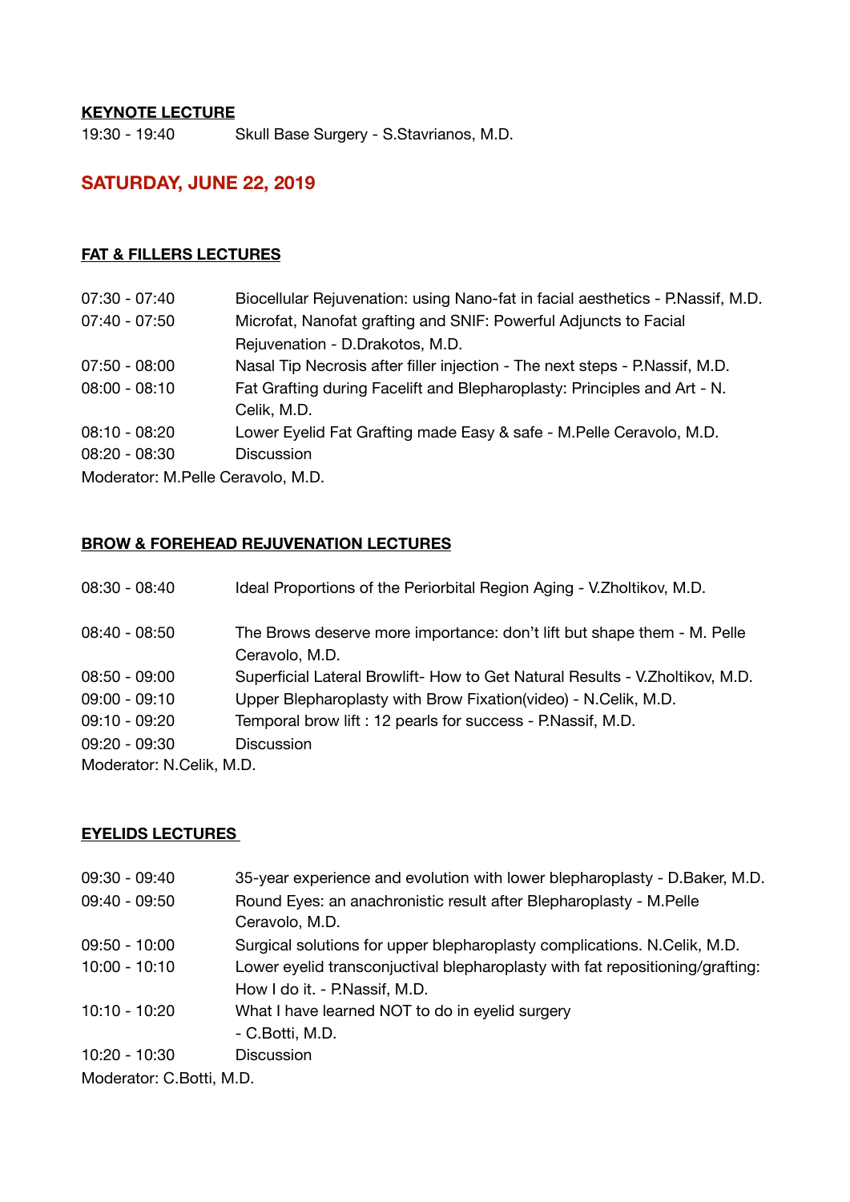**KEYNOTE LECTURE**

19:30 - 19:40 Skull Base Surgery - S.Stavrianos, M.D.

## SATURDAY, JUNE 22, 2019

**FAT & FILLERS LECTURES**

| | |
|---|---|
| 07:30 - 07:40 | Biocellular Rejuvenation: using Nano-fat in facial aesthetics - P.Nassif, M.D. |
| 07:40 - 07:50 | Microfat, Nanofat grafting and SNIF: Powerful Adjuncts to Facial Rejuvenation - D.Drakotos, M.D. |
| 07:50 - 08:00 | Nasal Tip Necrosis after filler injection - The next steps - P.Nassif, M.D. |
| 08:00 - 08:10 | Fat Grafting during Facelift and Blepharoplasty: Principles and Art - N. Celik, M.D. |
| 08:10 - 08:20 | Lower Eyelid Fat Grafting made Easy & safe - M.Pelle Ceravolo, M.D. |
| 08:20 - 08:30 | Discussion |

Moderator: M.Pelle Ceravolo, M.D.

**BROW & FOREHEAD REJUVENATION LECTURES**

| | |
|---|---|
| 08:30 - 08:40 | Ideal Proportions of the Periorbital Region Aging - V.Zholtikov, M.D. |
| 08:40 - 08:50 | The Brows deserve more importance: don't lift but shape them - M. Pelle Ceravolo, M.D. |
| 08:50 - 09:00 | Superficial Lateral Browlift- How to Get Natural Results - V.Zholtikov, M.D. |
| 09:00 - 09:10 | Upper Blepharoplasty with Brow Fixation(video) - N.Celik, M.D. |
| 09:10 - 09:20 | Temporal brow lift : 12 pearls for success - P.Nassif, M.D. |
| 09:20 - 09:30 | Discussion |

Moderator: N.Celik, M.D.

**EYELIDS LECTURES**

| | |
|---|---|
| 09:30 - 09:40 | 35-year experience and evolution with lower blepharoplasty - D.Baker, M.D. |
| 09:40 - 09:50 | Round Eyes: an anachronistic result after Blepharoplasty - M.Pelle Ceravolo, M.D. |
| 09:50 - 10:00 | Surgical solutions for upper blepharoplasty complications. N.Celik, M.D. |
| 10:00 - 10:10 | Lower eyelid transconjuctival blepharoplasty with fat repositioning/grafting: How I do it. - P.Nassif, M.D. |
| 10:10 - 10:20 | What I have learned NOT to do in eyelid surgery - C.Botti, M.D. |
| 10:20 - 10:30 | Discussion |

Moderator: C.Botti, M.D.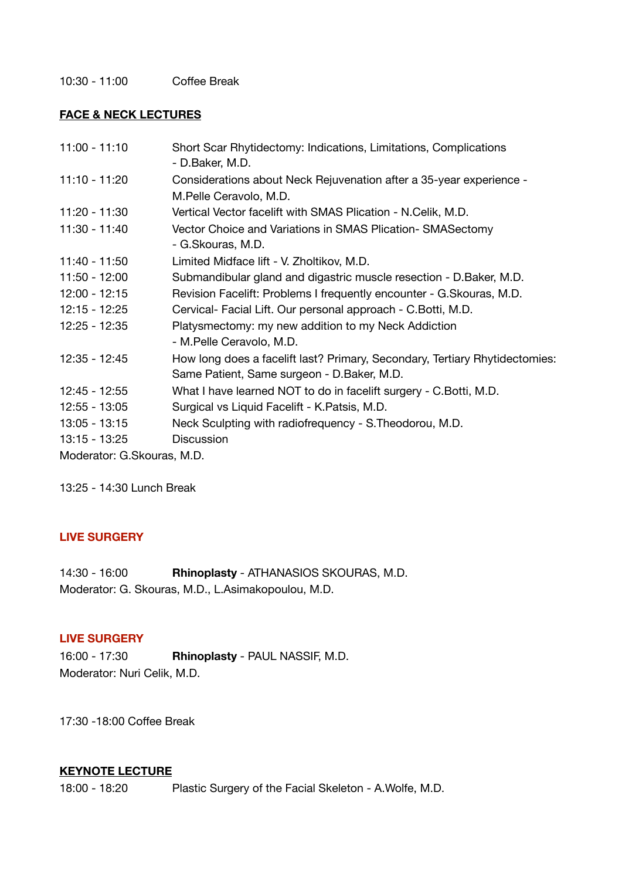10:30 - 11:00 Coffee Break

**FACE & NECK LECTURES**

| | |
|---|---|
| 11:00 - 11:10 | Short Scar Rhytidectomy: Indications, Limitations, Complications - D.Baker, M.D. |
| 11:10 - 11:20 | Considerations about Neck Rejuvenation after a 35-year experience - M.Pelle Ceravolo, M.D. |
| 11:20 - 11:30 | Vertical Vector facelift with SMAS Plication - N.Celik, M.D. |
| 11:30 - 11:40 | Vector Choice and Variations in SMAS Plication- SMASectomy - G.Skouras, M.D. |
| 11:40 - 11:50 | Limited Midface lift - V. Zholtikov, M.D. |
| 11:50 - 12:00 | Submandibular gland and digastric muscle resection - D.Baker, M.D. |
| 12:00 - 12:15 | Revision Facelift: Problems I frequently encounter - G.Skouras, M.D. |
| 12:15 - 12:25 | Cervical- Facial Lift. Our personal approach - C.Botti, M.D. |
| 12:25 - 12:35 | Platysmectomy: my new addition to my Neck Addiction - M.Pelle Ceravolo, M.D. |
| 12:35 - 12:45 | How long does a facelift last? Primary, Secondary, Tertiary Rhytidectomies: Same Patient, Same surgeon - D.Baker, M.D. |
| 12:45 - 12:55 | What I have learned NOT to do in facelift surgery - C.Botti, M.D. |
| 12:55 - 13:05 | Surgical vs Liquid Facelift - K.Patsis, M.D. |
| 13:05 - 13:15 | Neck Sculpting with radiofrequency - S.Theodorou, M.D. |
| 13:15 - 13:25 | Discussion |

Moderator: G.Skouras, M.D.

13:25 - 14:30 Lunch Break

**LIVE SURGERY**

14:30 - 16:00 **Rhinoplasty** - ATHANASIOS SKOURAS, M.D.
Moderator: G. Skouras, M.D., L.Asimakopoulou, M.D.

**LIVE SURGERY**

16:00 - 17:30 **Rhinoplasty** - PAUL NASSIF, M.D.
Moderator: Nuri Celik, M.D.

17:30 -18:00 Coffee Break

**KEYNOTE LECTURE**

18:00 - 18:20 Plastic Surgery of the Facial Skeleton - A.Wolfe, M.D.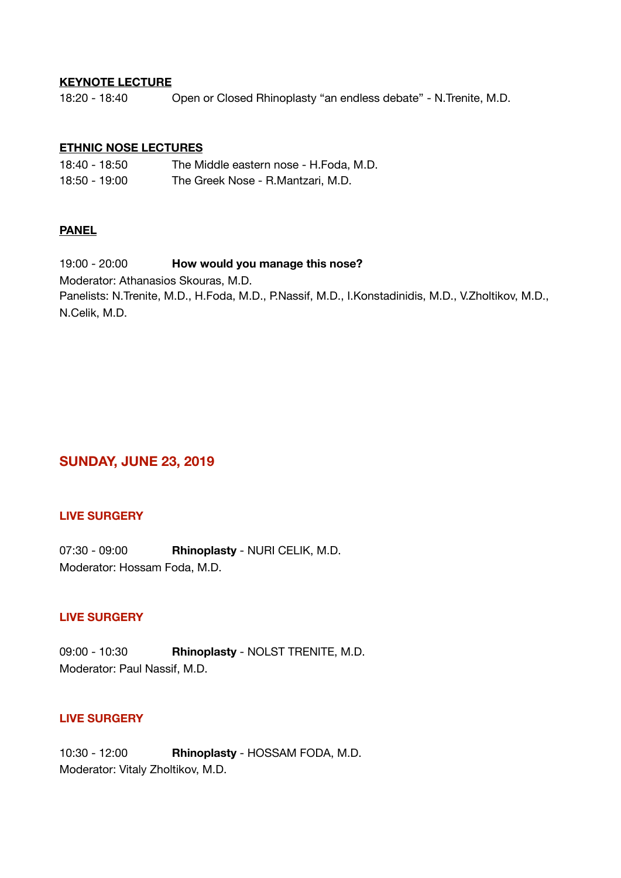**KEYNOTE LECTURE**

18:20 - 18:40 Open or Closed Rhinoplasty "an endless debate" - N.Trenite, M.D.

**ETHNIC NOSE LECTURES**

18:40 - 18:50 The Middle eastern nose - H.Foda, M.D.

18:50 - 19:00 The Greek Nose - R.Mantzari, M.D.

**PANEL**

19:00 - 20:00 **How would you manage this nose?**

Moderator: Athanasios Skouras, M.D.

Panelists: N.Trenite, M.D., H.Foda, M.D., P.Nassif, M.D., I.Konstadinidis, M.D., V.Zholtikov, M.D., N.Celik, M.D.

## SUNDAY, JUNE 23, 2019

### LIVE SURGERY

07:30 - 09:00 **Rhinoplasty** - NURI CELIK, M.D.

Moderator: Hossam Foda, M.D.

### LIVE SURGERY

09:00 - 10:30 **Rhinoplasty** - NOLST TRENITE, M.D.

Moderator: Paul Nassif, M.D.

### LIVE SURGERY

10:30 - 12:00 **Rhinoplasty** - HOSSAM FODA, M.D.

Moderator: Vitaly Zholtikov, M.D.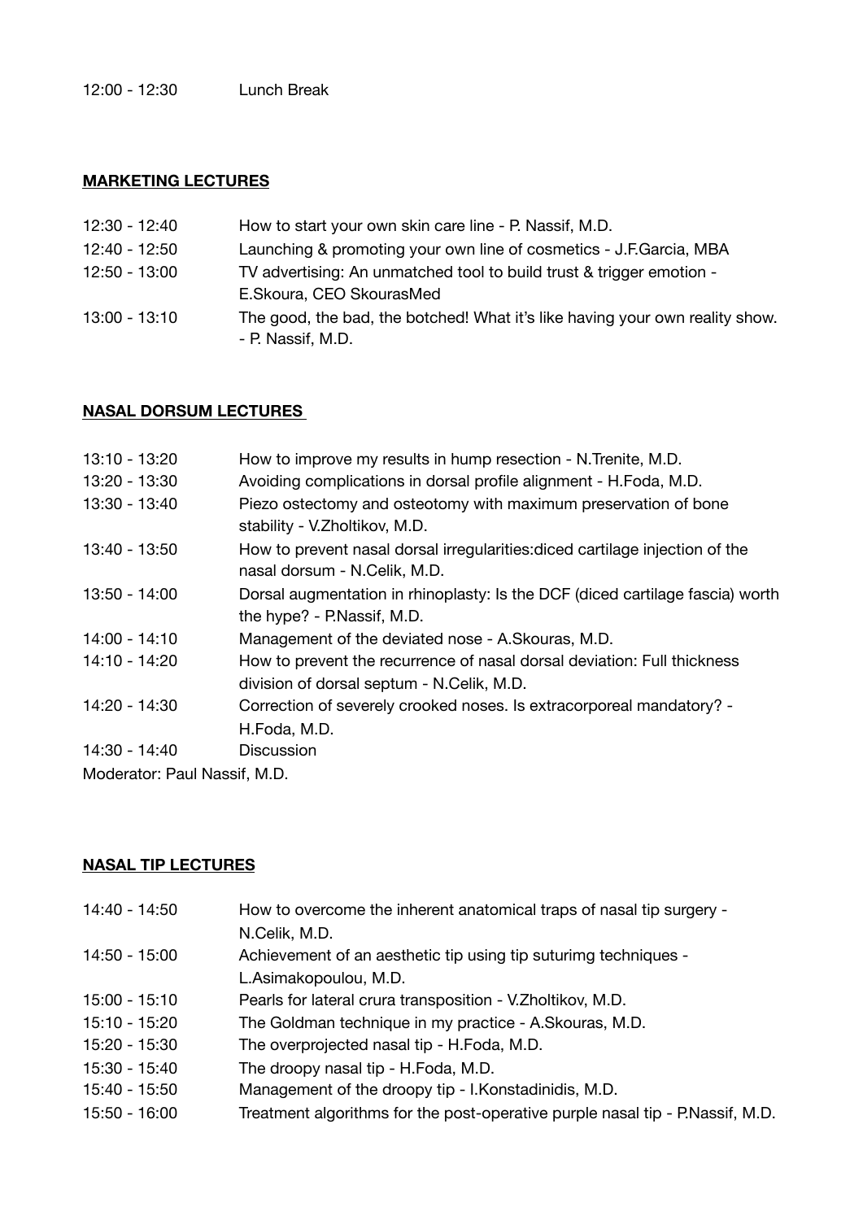12:00 - 12:30 Lunch Break

## **MARKETING LECTURES**

| | |
|---|---|
| 12:30 - 12:40 | How to start your own skin care line - P. Nassif, M.D. |
| 12:40 - 12:50 | Launching & promoting your own line of cosmetics - J.F.Garcia, MBA |
| 12:50 - 13:00 | TV advertising: An unmatched tool to build trust & trigger emotion - E.Skoura, CEO SkourasMed |
| 13:00 - 13:10 | The good, the bad, the botched! What it's like having your own reality show. - P. Nassif, M.D. |

## **NASAL DORSUM LECTURES**

| | |
|---|---|
| 13:10 - 13:20 | How to improve my results in hump resection - N.Trenite, M.D. |
| 13:20 - 13:30 | Avoiding complications in dorsal profile alignment - H.Foda, M.D. |
| 13:30 - 13:40 | Piezo ostectomy and osteotomy with maximum preservation of bone stability - V.Zholtikov, M.D. |
| 13:40 - 13:50 | How to prevent nasal dorsal irregularities:diced cartilage injection of the nasal dorsum - N.Celik, M.D. |
| 13:50 - 14:00 | Dorsal augmentation in rhinoplasty: Is the DCF (diced cartilage fascia) worth the hype? - P.Nassif, M.D. |
| 14:00 - 14:10 | Management of the deviated nose - A.Skouras, M.D. |
| 14:10 - 14:20 | How to prevent the recurrence of nasal dorsal deviation: Full thickness division of dorsal septum - N.Celik, M.D. |
| 14:20 - 14:30 | Correction of severely crooked noses. Is extracorporeal mandatory? - H.Foda, M.D. |
| 14:30 - 14:40 | Discussion |

Moderator: Paul Nassif, M.D.

## **NASAL TIP LECTURES**

| | |
|---|---|
| 14:40 - 14:50 | How to overcome the inherent anatomical traps of nasal tip surgery - N.Celik, M.D. |
| 14:50 - 15:00 | Achievement of an aesthetic tip using tip suturimg techniques - L.Asimakopoulou, M.D. |
| 15:00 - 15:10 | Pearls for lateral crura transposition - V.Zholtikov, M.D. |
| 15:10 - 15:20 | The Goldman technique in my practice - A.Skouras, M.D. |
| 15:20 - 15:30 | The overprojected nasal tip - H.Foda, M.D. |
| 15:30 - 15:40 | The droopy nasal tip - H.Foda, M.D. |
| 15:40 - 15:50 | Management of the droopy tip - I.Konstadinidis, M.D. |
| 15:50 - 16:00 | Treatment algorithms for the post-operative purple nasal tip - P.Nassif, M.D. |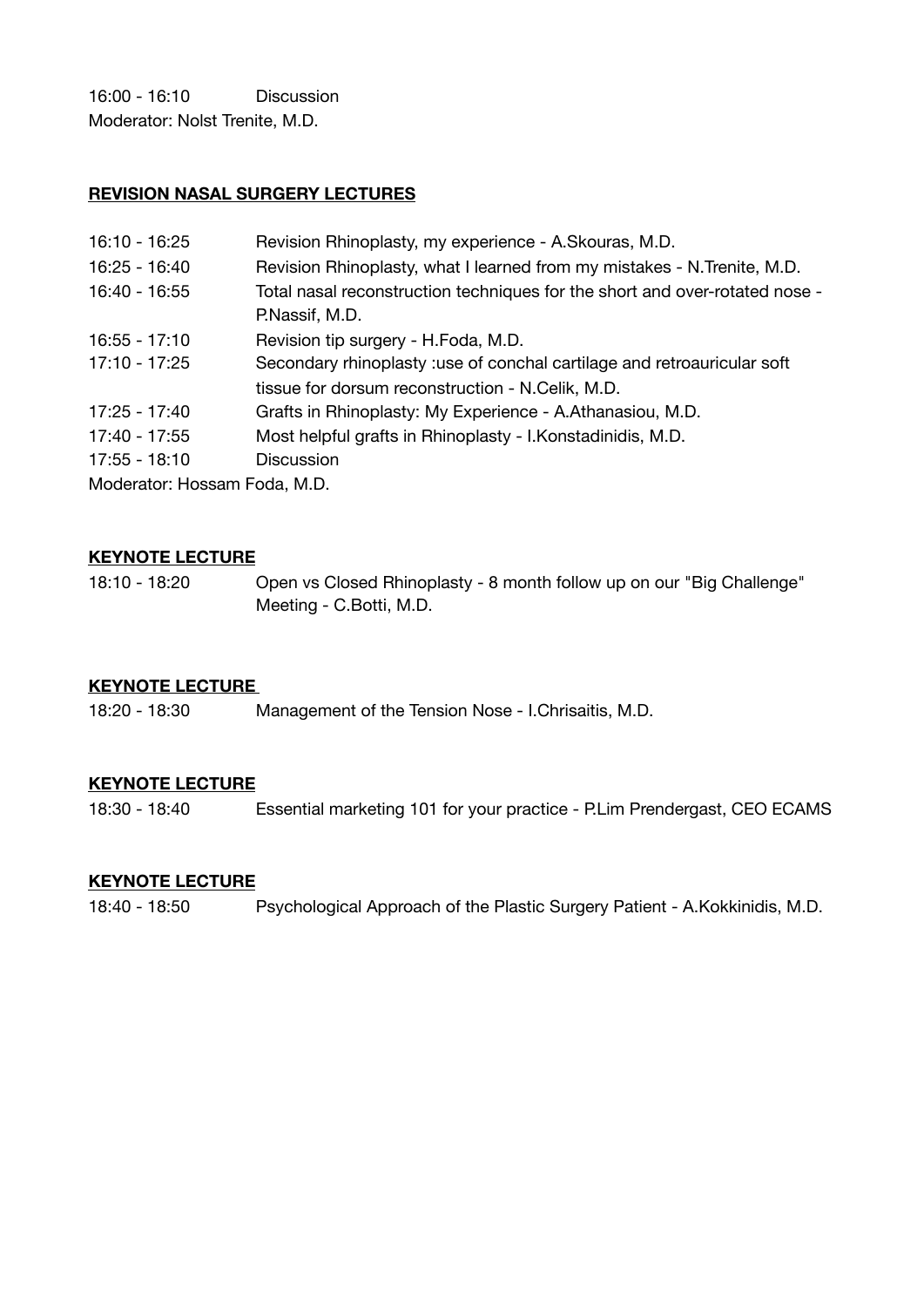| | |
|---|---|
| 16:00 - 16:10 | Discussion |

Moderator: Nolst Trenite, M.D.

## REVISION NASAL SURGERY LECTURES

| | |
|---|---|
| 16:10 - 16:25 | Revision Rhinoplasty, my experience - A.Skouras, M.D. |
| 16:25 - 16:40 | Revision Rhinoplasty, what I learned from my mistakes - N.Trenite, M.D. |
| 16:40 - 16:55 | Total nasal reconstruction techniques for the short and over-rotated nose - P.Nassif, M.D. |
| 16:55 - 17:10 | Revision tip surgery - H.Foda, M.D. |
| 17:10 - 17:25 | Secondary rhinoplasty :use of conchal cartilage and retroauricular soft tissue for dorsum reconstruction - N.Celik, M.D. |
| 17:25 - 17:40 | Grafts in Rhinoplasty: My Experience - A.Athanasiou, M.D. |
| 17:40 - 17:55 | Most helpful grafts in Rhinoplasty - I.Konstadinidis, M.D. |
| 17:55 - 18:10 | Discussion |

Moderator: Hossam Foda, M.D.

## KEYNOTE LECTURE

| | |
|---|---|
| 18:10 - 18:20 | Open vs Closed Rhinoplasty - 8 month follow up on our "Big Challenge" Meeting - C.Botti, M.D. |

## KEYNOTE LECTURE

| | |
|---|---|
| 18:20 - 18:30 | Management of the Tension Nose - I.Chrisaitis, M.D. |

## KEYNOTE LECTURE

| | |
|---|---|
| 18:30 - 18:40 | Essential marketing 101 for your practice - P.Lim Prendergast, CEO ECAMS |

## KEYNOTE LECTURE

| | |
|---|---|
| 18:40 - 18:50 | Psychological Approach of the Plastic Surgery Patient - A.Kokkinidis, M.D. |